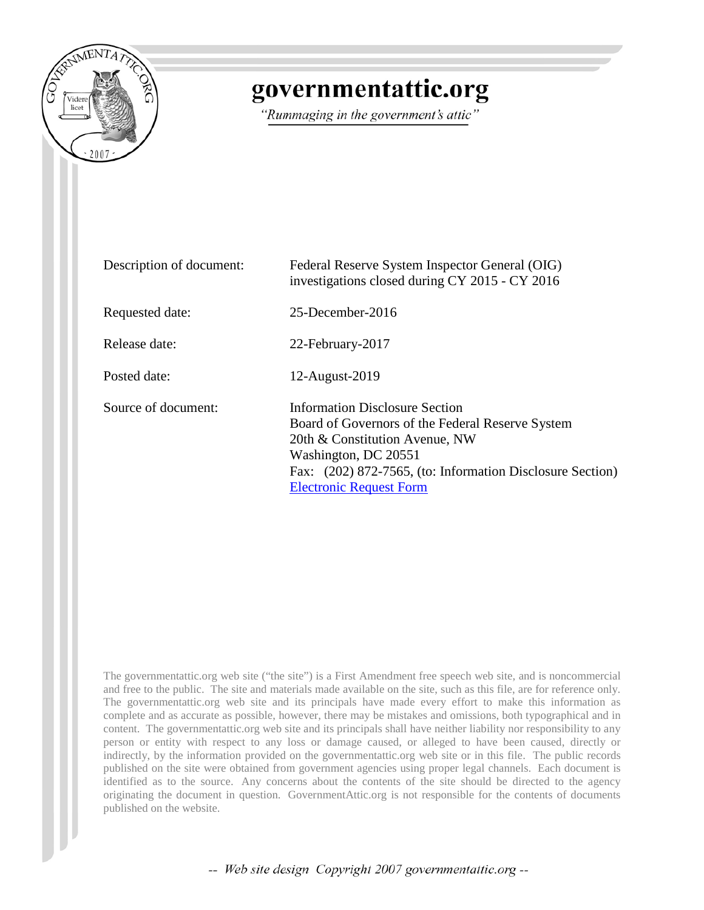# governmentattic.org

*"Rummaging in the government's attic"*

| | |
|---|---|
| Description of document: | Federal Reserve System Inspector General (OIG) investigations closed during CY 2015 - CY 2016 |
| Requested date: | 25-December-2016 |
| Release date: | 22-February-2017 |
| Posted date: | 12-August-2019 |
| Source of document: | Information Disclosure Section<br>Board of Governors of the Federal Reserve System<br>20th & Constitution Avenue, NW<br>Washington, DC 20551<br>Fax: (202) 872-7565, (to: Information Disclosure Section)<br>Electronic Request Form |

The governmentattic.org web site ("the site") is a First Amendment free speech web site, and is noncommercial and free to the public. The site and materials made available on the site, such as this file, are for reference only. The governmentattic.org web site and its principals have made every effort to make this information as complete and as accurate as possible, however, there may be mistakes and omissions, both typographical and in content. The governmentattic.org web site and its principals shall have neither liability nor responsibility to any person or entity with respect to any loss or damage caused, or alleged to have been caused, directly or indirectly, by the information provided on the governmentattic.org web site or in this file. The public records published on the site were obtained from government agencies using proper legal channels. Each document is identified as to the source. Any concerns about the contents of the site should be directed to the agency originating the document in question. GovernmentAttic.org is not responsible for the contents of documents published on the website.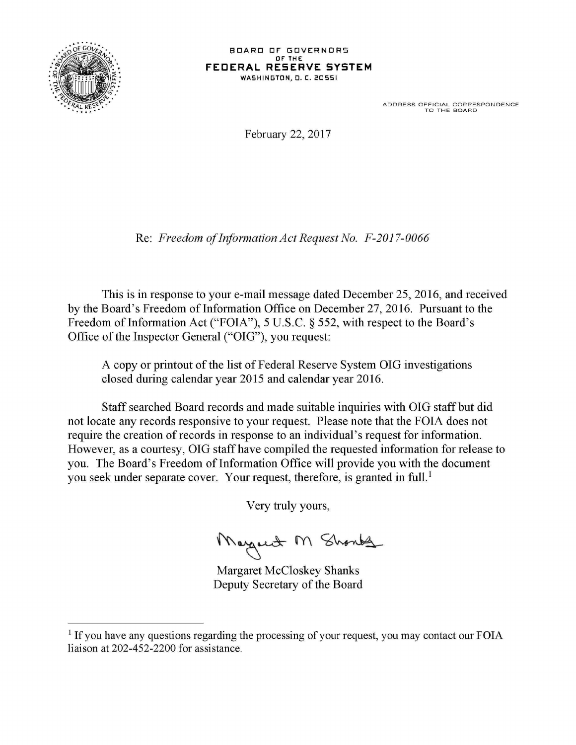BOARD OF GOVERNORS
OF THE
**FEDERAL RESERVE SYSTEM**
WASHINGTON, D. C. 20551

ADDRESS OFFICIAL CORRESPONDENCE TO THE BOARD

February 22, 2017

Re: *Freedom of Information Act Request No. F-2017-0066*

This is in response to your e-mail message dated December 25, 2016, and received by the Board's Freedom of Information Office on December 27, 2016. Pursuant to the Freedom of Information Act ("FOIA"), 5 U.S.C. § 552, with respect to the Board's Office of the Inspector General ("OIG"), you request:

> A copy or printout of the list of Federal Reserve System OIG investigations closed during calendar year 2015 and calendar year 2016.

Staff searched Board records and made suitable inquiries with OIG staff but did not locate any records responsive to your request. Please note that the FOIA does not require the creation of records in response to an individual's request for information. However, as a courtesy, OIG staff have compiled the requested information for release to you. The Board's Freedom of Information Office will provide you with the document you seek under separate cover. Your request, therefore, is granted in full.[1]

Very truly yours,

Margaret M Shanks

Margaret McCloskey Shanks
Deputy Secretary of the Board

[1] If you have any questions regarding the processing of your request, you may contact our FOIA liaison at 202-452-2200 for assistance.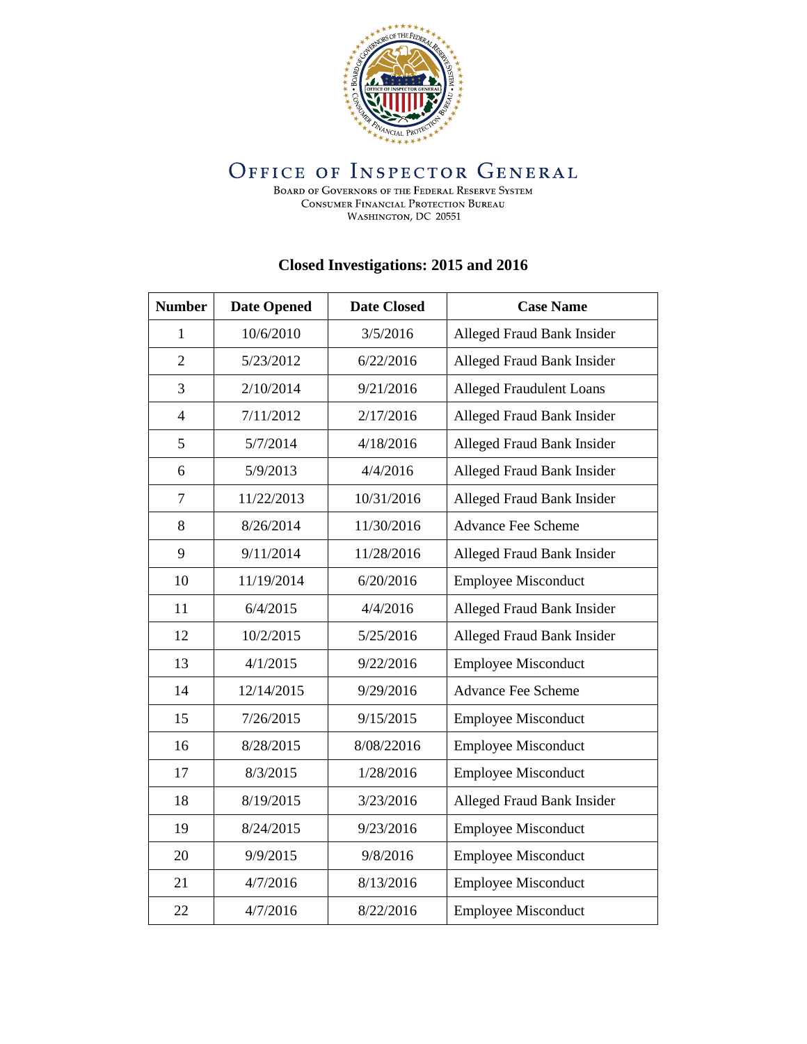# Office of Inspector General

Board of Governors of the Federal Reserve System
Consumer Financial Protection Bureau
Washington, DC 20551

## Closed Investigations: 2015 and 2016

| Number | Date Opened | Date Closed | Case Name |
|---|---|---|---|
| 1 | 10/6/2010 | 3/5/2016 | Alleged Fraud Bank Insider |
| 2 | 5/23/2012 | 6/22/2016 | Alleged Fraud Bank Insider |
| 3 | 2/10/2014 | 9/21/2016 | Alleged Fraudulent Loans |
| 4 | 7/11/2012 | 2/17/2016 | Alleged Fraud Bank Insider |
| 5 | 5/7/2014 | 4/18/2016 | Alleged Fraud Bank Insider |
| 6 | 5/9/2013 | 4/4/2016 | Alleged Fraud Bank Insider |
| 7 | 11/22/2013 | 10/31/2016 | Alleged Fraud Bank Insider |
| 8 | 8/26/2014 | 11/30/2016 | Advance Fee Scheme |
| 9 | 9/11/2014 | 11/28/2016 | Alleged Fraud Bank Insider |
| 10 | 11/19/2014 | 6/20/2016 | Employee Misconduct |
| 11 | 6/4/2015 | 4/4/2016 | Alleged Fraud Bank Insider |
| 12 | 10/2/2015 | 5/25/2016 | Alleged Fraud Bank Insider |
| 13 | 4/1/2015 | 9/22/2016 | Employee Misconduct |
| 14 | 12/14/2015 | 9/29/2016 | Advance Fee Scheme |
| 15 | 7/26/2015 | 9/15/2015 | Employee Misconduct |
| 16 | 8/28/2015 | 8/08/22016 | Employee Misconduct |
| 17 | 8/3/2015 | 1/28/2016 | Employee Misconduct |
| 18 | 8/19/2015 | 3/23/2016 | Alleged Fraud Bank Insider |
| 19 | 8/24/2015 | 9/23/2016 | Employee Misconduct |
| 20 | 9/9/2015 | 9/8/2016 | Employee Misconduct |
| 21 | 4/7/2016 | 8/13/2016 | Employee Misconduct |
| 22 | 4/7/2016 | 8/22/2016 | Employee Misconduct |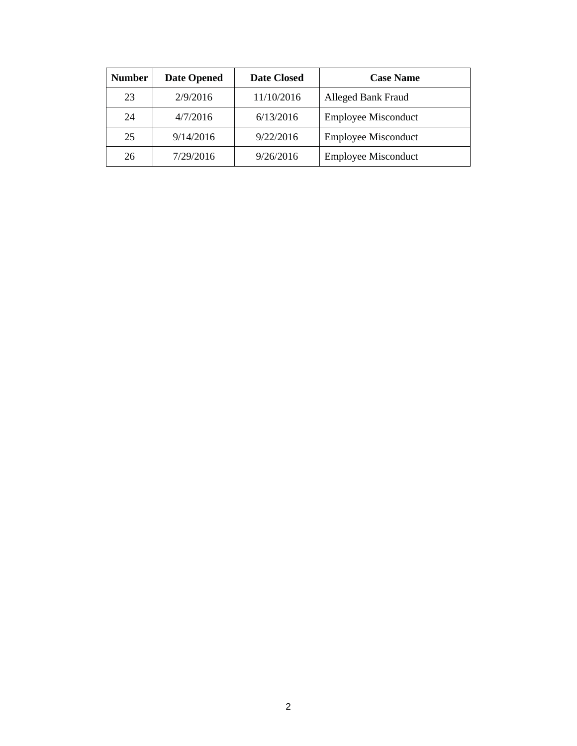| Number | Date Opened | Date Closed | Case Name |
|---|---|---|---|
| 23 | 2/9/2016 | 11/10/2016 | Alleged Bank Fraud |
| 24 | 4/7/2016 | 6/13/2016 | Employee Misconduct |
| 25 | 9/14/2016 | 9/22/2016 | Employee Misconduct |
| 26 | 7/29/2016 | 9/26/2016 | Employee Misconduct |